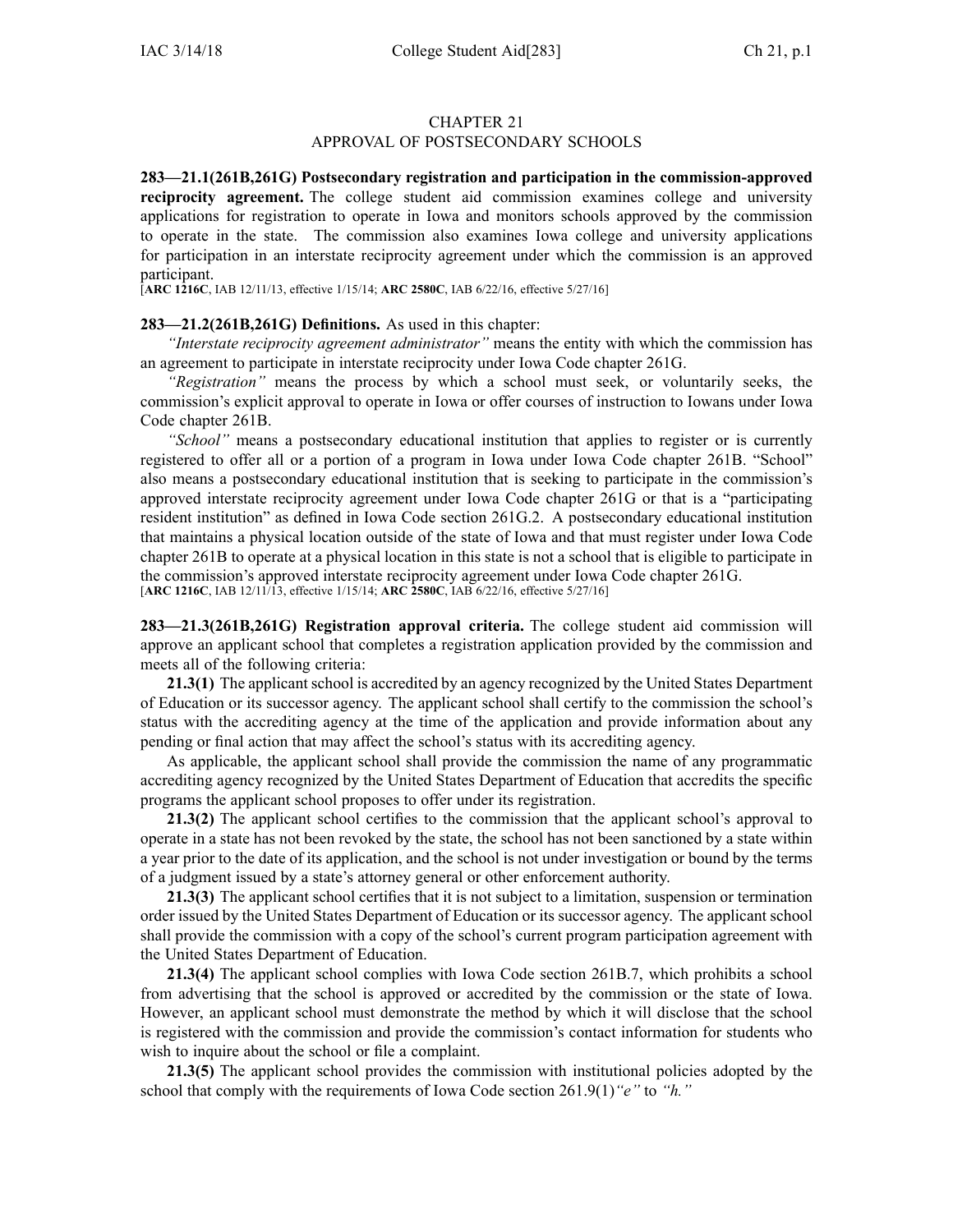# CHAPTER 21
## APPROVAL OF POSTSECONDARY SCHOOLS

**283—21.1(261B,261G) Postsecondary registration and participation in the commission-approved reciprocity agreement.** The college student aid commission examines college and university applications for registration to operate in Iowa and monitors schools approved by the commission to operate in the state. The commission also examines Iowa college and university applications for participation in an interstate reciprocity agreement under which the commission is an approved participant.
[**ARC 1216C**, IAB 12/11/13, effective 1/15/14; **ARC 2580C**, IAB 6/22/16, effective 5/27/16]

**283—21.2(261B,261G) Definitions.** As used in this chapter:

*"Interstate reciprocity agreement administrator"* means the entity with which the commission has an agreement to participate in interstate reciprocity under Iowa Code chapter 261G.

*"Registration"* means the process by which a school must seek, or voluntarily seeks, the commission's explicit approval to operate in Iowa or offer courses of instruction to Iowans under Iowa Code chapter 261B.

*"School"* means a postsecondary educational institution that applies to register or is currently registered to offer all or a portion of a program in Iowa under Iowa Code chapter 261B. "School" also means a postsecondary educational institution that is seeking to participate in the commission's approved interstate reciprocity agreement under Iowa Code chapter 261G or that is a "participating resident institution" as defined in Iowa Code section 261G.2. A postsecondary educational institution that maintains a physical location outside of the state of Iowa and that must register under Iowa Code chapter 261B to operate at a physical location in this state is not a school that is eligible to participate in the commission's approved interstate reciprocity agreement under Iowa Code chapter 261G.
[**ARC 1216C**, IAB 12/11/13, effective 1/15/14; **ARC 2580C**, IAB 6/22/16, effective 5/27/16]

**283—21.3(261B,261G) Registration approval criteria.** The college student aid commission will approve an applicant school that completes a registration application provided by the commission and meets all of the following criteria:

**21.3(1)** The applicant school is accredited by an agency recognized by the United States Department of Education or its successor agency. The applicant school shall certify to the commission the school's status with the accrediting agency at the time of the application and provide information about any pending or final action that may affect the school's status with its accrediting agency.

As applicable, the applicant school shall provide the commission the name of any programmatic accrediting agency recognized by the United States Department of Education that accredits the specific programs the applicant school proposes to offer under its registration.

**21.3(2)** The applicant school certifies to the commission that the applicant school's approval to operate in a state has not been revoked by the state, the school has not been sanctioned by a state within a year prior to the date of its application, and the school is not under investigation or bound by the terms of a judgment issued by a state's attorney general or other enforcement authority.

**21.3(3)** The applicant school certifies that it is not subject to a limitation, suspension or termination order issued by the United States Department of Education or its successor agency. The applicant school shall provide the commission with a copy of the school's current program participation agreement with the United States Department of Education.

**21.3(4)** The applicant school complies with Iowa Code section 261B.7, which prohibits a school from advertising that the school is approved or accredited by the commission or the state of Iowa. However, an applicant school must demonstrate the method by which it will disclose that the school is registered with the commission and provide the commission's contact information for students who wish to inquire about the school or file a complaint.

**21.3(5)** The applicant school provides the commission with institutional policies adopted by the school that comply with the requirements of Iowa Code section 261.9(1)*"e"* to *"h."*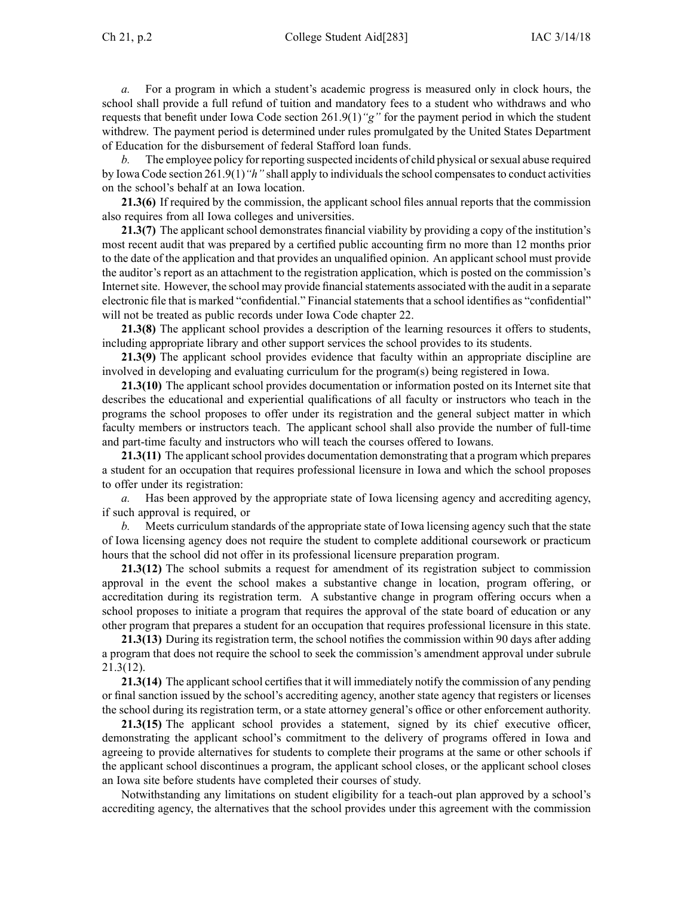*a.* For a program in which a student's academic progress is measured only in clock hours, the school shall provide a full refund of tuition and mandatory fees to a student who withdraws and who requests that benefit under Iowa Code section 261.9(1)*"g"* for the payment period in which the student withdrew. The payment period is determined under rules promulgated by the United States Department of Education for the disbursement of federal Stafford loan funds.

*b.* The employee policy for reporting suspected incidents of child physical or sexual abuse required by Iowa Code section 261.9(1)*"h"* shall apply to individuals the school compensates to conduct activities on the school's behalf at an Iowa location.

**21.3(6)** If required by the commission, the applicant school files annual reports that the commission also requires from all Iowa colleges and universities.

**21.3(7)** The applicant school demonstrates financial viability by providing a copy of the institution's most recent audit that was prepared by a certified public accounting firm no more than 12 months prior to the date of the application and that provides an unqualified opinion. An applicant school must provide the auditor's report as an attachment to the registration application, which is posted on the commission's Internet site. However, the school may provide financial statements associated with the audit in a separate electronic file that is marked "confidential." Financial statements that a school identifies as "confidential" will not be treated as public records under Iowa Code chapter 22.

**21.3(8)** The applicant school provides a description of the learning resources it offers to students, including appropriate library and other support services the school provides to its students.

**21.3(9)** The applicant school provides evidence that faculty within an appropriate discipline are involved in developing and evaluating curriculum for the program(s) being registered in Iowa.

**21.3(10)** The applicant school provides documentation or information posted on its Internet site that describes the educational and experiential qualifications of all faculty or instructors who teach in the programs the school proposes to offer under its registration and the general subject matter in which faculty members or instructors teach. The applicant school shall also provide the number of full-time and part-time faculty and instructors who will teach the courses offered to Iowans.

**21.3(11)** The applicant school provides documentation demonstrating that a program which prepares a student for an occupation that requires professional licensure in Iowa and which the school proposes to offer under its registration:

*a.* Has been approved by the appropriate state of Iowa licensing agency and accrediting agency, if such approval is required, or

*b.* Meets curriculum standards of the appropriate state of Iowa licensing agency such that the state of Iowa licensing agency does not require the student to complete additional coursework or practicum hours that the school did not offer in its professional licensure preparation program.

**21.3(12)** The school submits a request for amendment of its registration subject to commission approval in the event the school makes a substantive change in location, program offering, or accreditation during its registration term. A substantive change in program offering occurs when a school proposes to initiate a program that requires the approval of the state board of education or any other program that prepares a student for an occupation that requires professional licensure in this state.

**21.3(13)** During its registration term, the school notifies the commission within 90 days after adding a program that does not require the school to seek the commission's amendment approval under subrule 21.3(12).

**21.3(14)** The applicant school certifies that it will immediately notify the commission of any pending or final sanction issued by the school's accrediting agency, another state agency that registers or licenses the school during its registration term, or a state attorney general's office or other enforcement authority.

**21.3(15)** The applicant school provides a statement, signed by its chief executive officer, demonstrating the applicant school's commitment to the delivery of programs offered in Iowa and agreeing to provide alternatives for students to complete their programs at the same or other schools if the applicant school discontinues a program, the applicant school closes, or the applicant school closes an Iowa site before students have completed their courses of study.

Notwithstanding any limitations on student eligibility for a teach-out plan approved by a school's accrediting agency, the alternatives that the school provides under this agreement with the commission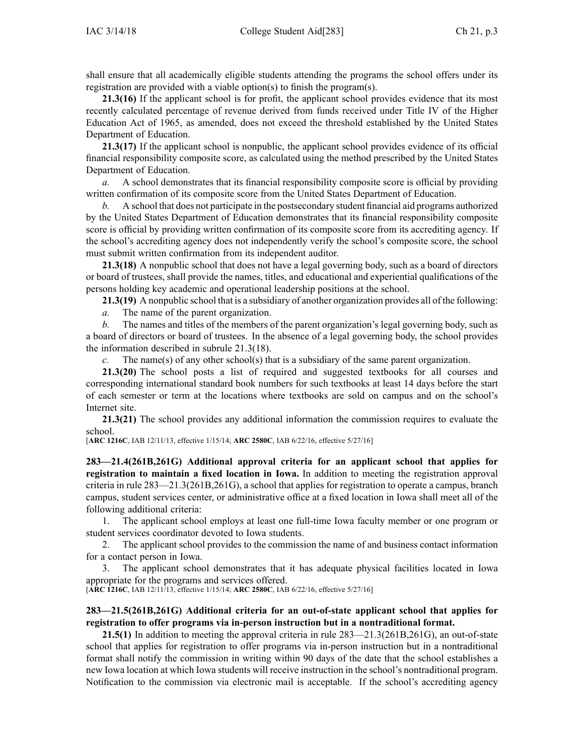shall ensure that all academically eligible students attending the programs the school offers under its registration are provided with a viable option(s) to finish the program(s).

**21.3(16)** If the applicant school is for profit, the applicant school provides evidence that its most recently calculated percentage of revenue derived from funds received under Title IV of the Higher Education Act of 1965, as amended, does not exceed the threshold established by the United States Department of Education.

**21.3(17)** If the applicant school is nonpublic, the applicant school provides evidence of its official financial responsibility composite score, as calculated using the method prescribed by the United States Department of Education.

*a.* A school demonstrates that its financial responsibility composite score is official by providing written confirmation of its composite score from the United States Department of Education.

*b.* A school that does not participate in the postsecondary student financial aid programs authorized by the United States Department of Education demonstrates that its financial responsibility composite score is official by providing written confirmation of its composite score from its accrediting agency. If the school's accrediting agency does not independently verify the school's composite score, the school must submit written confirmation from its independent auditor.

**21.3(18)** A nonpublic school that does not have a legal governing body, such as a board of directors or board of trustees, shall provide the names, titles, and educational and experiential qualifications of the persons holding key academic and operational leadership positions at the school.

**21.3(19)** A nonpublic school that is a subsidiary of another organization provides all of the following:

*a.* The name of the parent organization.

*b.* The names and titles of the members of the parent organization's legal governing body, such as a board of directors or board of trustees. In the absence of a legal governing body, the school provides the information described in subrule 21.3(18).

*c.* The name(s) of any other school(s) that is a subsidiary of the same parent organization.

**21.3(20)** The school posts a list of required and suggested textbooks for all courses and corresponding international standard book numbers for such textbooks at least 14 days before the start of each semester or term at the locations where textbooks are sold on campus and on the school's Internet site.

**21.3(21)** The school provides any additional information the commission requires to evaluate the school.

[**ARC 1216C**, IAB 12/11/13, effective 1/15/14; **ARC 2580C**, IAB 6/22/16, effective 5/27/16]

**283—21.4(261B,261G) Additional approval criteria for an applicant school that applies for registration to maintain a fixed location in Iowa.** In addition to meeting the registration approval criteria in rule 283—21.3(261B,261G), a school that applies for registration to operate a campus, branch campus, student services center, or administrative office at a fixed location in Iowa shall meet all of the following additional criteria:

1. The applicant school employs at least one full-time Iowa faculty member or one program or student services coordinator devoted to Iowa students.
2. The applicant school provides to the commission the name of and business contact information for a contact person in Iowa.
3. The applicant school demonstrates that it has adequate physical facilities located in Iowa appropriate for the programs and services offered.

[**ARC 1216C**, IAB 12/11/13, effective 1/15/14; **ARC 2580C**, IAB 6/22/16, effective 5/27/16]

**283—21.5(261B,261G) Additional criteria for an out-of-state applicant school that applies for registration to offer programs via in-person instruction but in a nontraditional format.**

**21.5(1)** In addition to meeting the approval criteria in rule 283—21.3(261B,261G), an out-of-state school that applies for registration to offer programs via in-person instruction but in a nontraditional format shall notify the commission in writing within 90 days of the date that the school establishes a new Iowa location at which Iowa students will receive instruction in the school's nontraditional program. Notification to the commission via electronic mail is acceptable. If the school's accrediting agency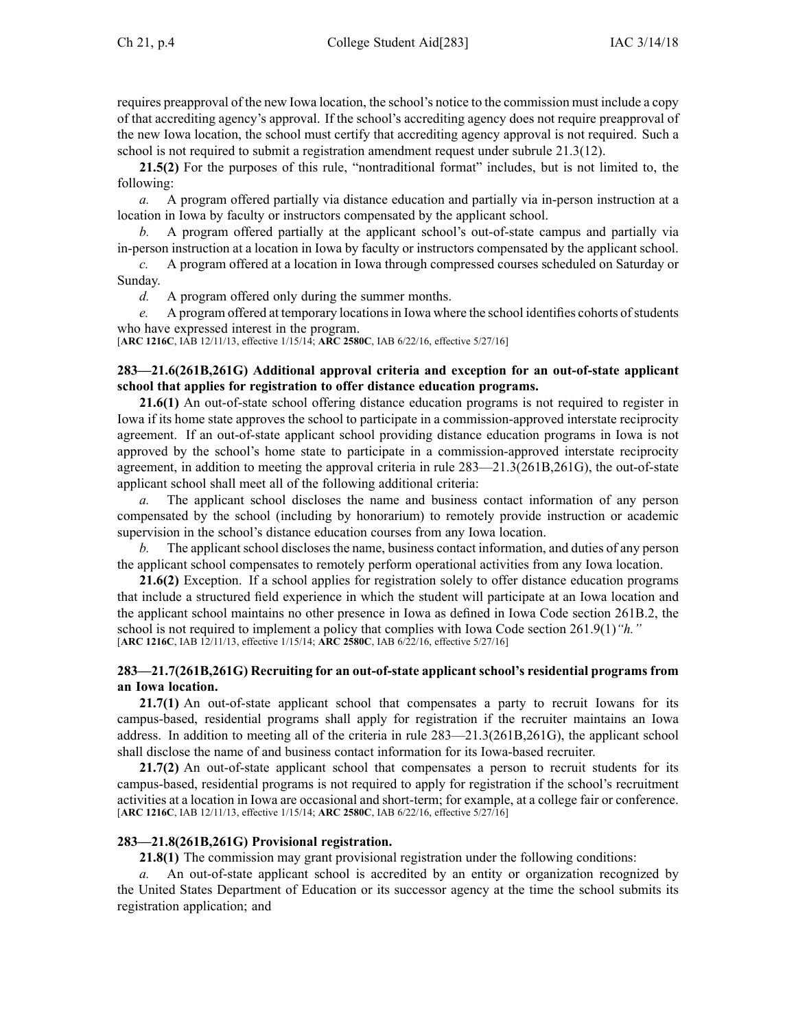requires preapproval of the new Iowa location, the school's notice to the commission must include a copy of that accrediting agency's approval. If the school's accrediting agency does not require preapproval of the new Iowa location, the school must certify that accrediting agency approval is not required. Such a school is not required to submit a registration amendment request under subrule 21.3(12).

**21.5(2)** For the purposes of this rule, "nontraditional format" includes, but is not limited to, the following:

*a.* A program offered partially via distance education and partially via in-person instruction at a location in Iowa by faculty or instructors compensated by the applicant school.

*b.* A program offered partially at the applicant school's out-of-state campus and partially via in-person instruction at a location in Iowa by faculty or instructors compensated by the applicant school.

*c.* A program offered at a location in Iowa through compressed courses scheduled on Saturday or Sunday.

*d.* A program offered only during the summer months.

*e.* A program offered at temporary locations in Iowa where the school identifies cohorts of students who have expressed interest in the program.

[**ARC 1216C**, IAB 12/11/13, effective 1/15/14; **ARC 2580C**, IAB 6/22/16, effective 5/27/16]

### 283—21.6(261B,261G) Additional approval criteria and exception for an out-of-state applicant school that applies for registration to offer distance education programs.

**21.6(1)** An out-of-state school offering distance education programs is not required to register in Iowa if its home state approves the school to participate in a commission-approved interstate reciprocity agreement. If an out-of-state applicant school providing distance education programs in Iowa is not approved by the school's home state to participate in a commission-approved interstate reciprocity agreement, in addition to meeting the approval criteria in rule 283—21.3(261B,261G), the out-of-state applicant school shall meet all of the following additional criteria:

*a.* The applicant school discloses the name and business contact information of any person compensated by the school (including by honorarium) to remotely provide instruction or academic supervision in the school's distance education courses from any Iowa location.

*b.* The applicant school discloses the name, business contact information, and duties of any person the applicant school compensates to remotely perform operational activities from any Iowa location.

**21.6(2)** Exception. If a school applies for registration solely to offer distance education programs that include a structured field experience in which the student will participate at an Iowa location and the applicant school maintains no other presence in Iowa as defined in Iowa Code section 261B.2, the school is not required to implement a policy that complies with Iowa Code section 261.9(1)*"h."*

[**ARC 1216C**, IAB 12/11/13, effective 1/15/14; **ARC 2580C**, IAB 6/22/16, effective 5/27/16]

### 283—21.7(261B,261G) Recruiting for an out-of-state applicant school's residential programs from an Iowa location.

**21.7(1)** An out-of-state applicant school that compensates a party to recruit Iowans for its campus-based, residential programs shall apply for registration if the recruiter maintains an Iowa address. In addition to meeting all of the criteria in rule 283—21.3(261B,261G), the applicant school shall disclose the name of and business contact information for its Iowa-based recruiter.

**21.7(2)** An out-of-state applicant school that compensates a person to recruit students for its campus-based, residential programs is not required to apply for registration if the school's recruitment activities at a location in Iowa are occasional and short-term; for example, at a college fair or conference.

[**ARC 1216C**, IAB 12/11/13, effective 1/15/14; **ARC 2580C**, IAB 6/22/16, effective 5/27/16]

### 283—21.8(261B,261G) Provisional registration.

**21.8(1)** The commission may grant provisional registration under the following conditions:

*a.* An out-of-state applicant school is accredited by an entity or organization recognized by the United States Department of Education or its successor agency at the time the school submits its registration application; and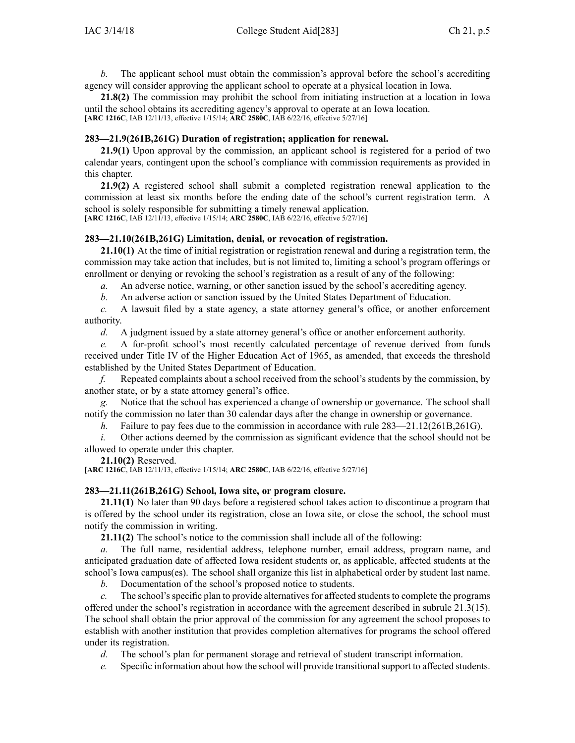*b.* The applicant school must obtain the commission's approval before the school's accrediting agency will consider approving the applicant school to operate at a physical location in Iowa.

**21.8(2)** The commission may prohibit the school from initiating instruction at a location in Iowa until the school obtains its accrediting agency's approval to operate at an Iowa location.
[**ARC 1216C**, IAB 12/11/13, effective 1/15/14; **ARC 2580C**, IAB 6/22/16, effective 5/27/16]

### 283—21.9(261B,261G) Duration of registration; application for renewal.

**21.9(1)** Upon approval by the commission, an applicant school is registered for a period of two calendar years, contingent upon the school's compliance with commission requirements as provided in this chapter.

**21.9(2)** A registered school shall submit a completed registration renewal application to the commission at least six months before the ending date of the school's current registration term. A school is solely responsible for submitting a timely renewal application.
[**ARC 1216C**, IAB 12/11/13, effective 1/15/14; **ARC 2580C**, IAB 6/22/16, effective 5/27/16]

### 283—21.10(261B,261G) Limitation, denial, or revocation of registration.

**21.10(1)** At the time of initial registration or registration renewal and during a registration term, the commission may take action that includes, but is not limited to, limiting a school's program offerings or enrollment or denying or revoking the school's registration as a result of any of the following:

*a.* An adverse notice, warning, or other sanction issued by the school's accrediting agency.

*b.* An adverse action or sanction issued by the United States Department of Education.

*c.* A lawsuit filed by a state agency, a state attorney general's office, or another enforcement authority.

*d.* A judgment issued by a state attorney general's office or another enforcement authority.

*e.* A for-profit school's most recently calculated percentage of revenue derived from funds received under Title IV of the Higher Education Act of 1965, as amended, that exceeds the threshold established by the United States Department of Education.

*f.* Repeated complaints about a school received from the school's students by the commission, by another state, or by a state attorney general's office.

*g.* Notice that the school has experienced a change of ownership or governance. The school shall notify the commission no later than 30 calendar days after the change in ownership or governance.

*h.* Failure to pay fees due to the commission in accordance with rule 283—21.12(261B,261G).

*i.* Other actions deemed by the commission as significant evidence that the school should not be allowed to operate under this chapter.

**21.10(2)** Reserved.
[**ARC 1216C**, IAB 12/11/13, effective 1/15/14; **ARC 2580C**, IAB 6/22/16, effective 5/27/16]

### 283—21.11(261B,261G) School, Iowa site, or program closure.

**21.11(1)** No later than 90 days before a registered school takes action to discontinue a program that is offered by the school under its registration, close an Iowa site, or close the school, the school must notify the commission in writing.

**21.11(2)** The school's notice to the commission shall include all of the following:

*a.* The full name, residential address, telephone number, email address, program name, and anticipated graduation date of affected Iowa resident students or, as applicable, affected students at the school's Iowa campus(es). The school shall organize this list in alphabetical order by student last name.

*b.* Documentation of the school's proposed notice to students.

*c.* The school's specific plan to provide alternatives for affected students to complete the programs offered under the school's registration in accordance with the agreement described in subrule 21.3(15). The school shall obtain the prior approval of the commission for any agreement the school proposes to establish with another institution that provides completion alternatives for programs the school offered under its registration.

*d.* The school's plan for permanent storage and retrieval of student transcript information.

*e.* Specific information about how the school will provide transitional support to affected students.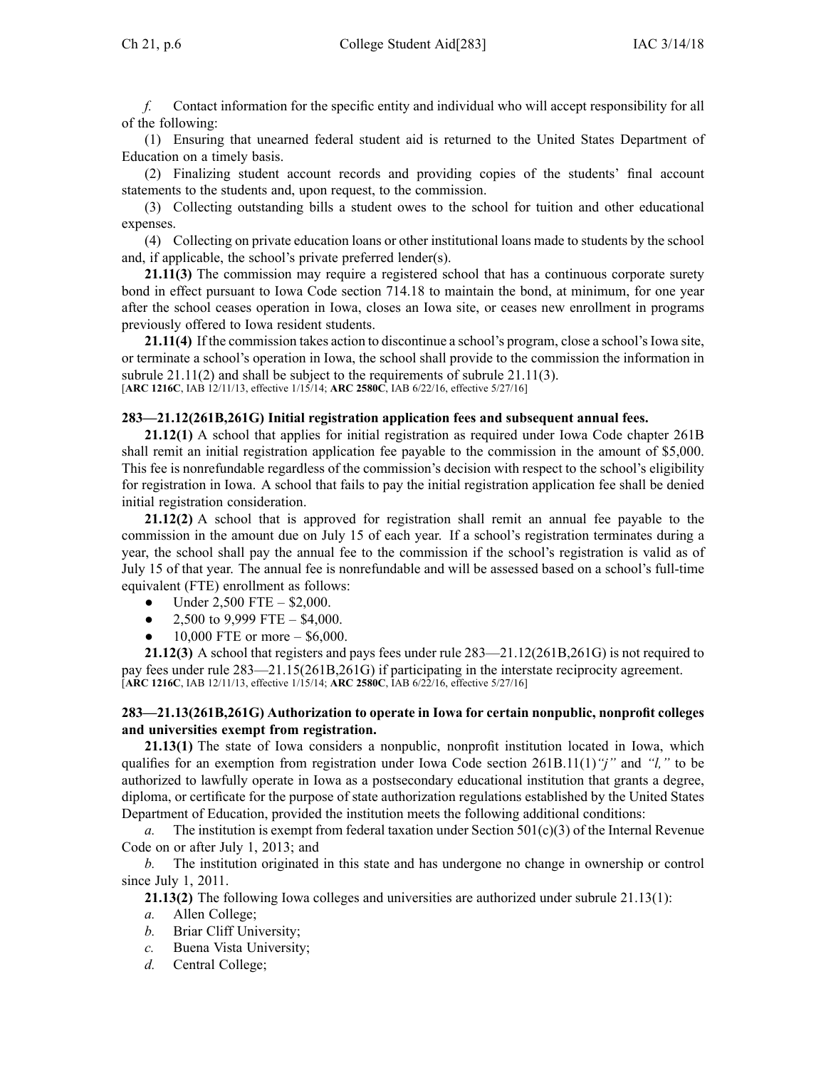*f.* Contact information for the specific entity and individual who will accept responsibility for all of the following:

(1) Ensuring that unearned federal student aid is returned to the United States Department of Education on a timely basis.

(2) Finalizing student account records and providing copies of the students' final account statements to the students and, upon request, to the commission.

(3) Collecting outstanding bills a student owes to the school for tuition and other educational expenses.

(4) Collecting on private education loans or other institutional loans made to students by the school and, if applicable, the school's private preferred lender(s).

**21.11(3)** The commission may require a registered school that has a continuous corporate surety bond in effect pursuant to Iowa Code section 714.18 to maintain the bond, at minimum, for one year after the school ceases operation in Iowa, closes an Iowa site, or ceases new enrollment in programs previously offered to Iowa resident students.

**21.11(4)** If the commission takes action to discontinue a school's program, close a school's Iowa site, or terminate a school's operation in Iowa, the school shall provide to the commission the information in subrule 21.11(2) and shall be subject to the requirements of subrule 21.11(3).

[**ARC 1216C**, IAB 12/11/13, effective 1/15/14; **ARC 2580C**, IAB 6/22/16, effective 5/27/16]

**283—21.12(261B,261G) Initial registration application fees and subsequent annual fees.**

**21.12(1)** A school that applies for initial registration as required under Iowa Code chapter 261B shall remit an initial registration application fee payable to the commission in the amount of $5,000. This fee is nonrefundable regardless of the commission's decision with respect to the school's eligibility for registration in Iowa. A school that fails to pay the initial registration application fee shall be denied initial registration consideration.

**21.12(2)** A school that is approved for registration shall remit an annual fee payable to the commission in the amount due on July 15 of each year. If a school's registration terminates during a year, the school shall pay the annual fee to the commission if the school's registration is valid as of July 15 of that year. The annual fee is nonrefundable and will be assessed based on a school's full-time equivalent (FTE) enrollment as follows:

- Under 2,500 FTE – $2,000.
- 2,500 to 9,999 FTE – $4,000.
- 10,000 FTE or more – $6,000.

**21.12(3)** A school that registers and pays fees under rule 283—21.12(261B,261G) is not required to pay fees under rule 283—21.15(261B,261G) if participating in the interstate reciprocity agreement.

[**ARC 1216C**, IAB 12/11/13, effective 1/15/14; **ARC 2580C**, IAB 6/22/16, effective 5/27/16]

**283—21.13(261B,261G) Authorization to operate in Iowa for certain nonpublic, nonprofit colleges and universities exempt from registration.**

**21.13(1)** The state of Iowa considers a nonpublic, nonprofit institution located in Iowa, which qualifies for an exemption from registration under Iowa Code section 261B.11(1)*"j"* and *"l,"* to be authorized to lawfully operate in Iowa as a postsecondary educational institution that grants a degree, diploma, or certificate for the purpose of state authorization regulations established by the United States Department of Education, provided the institution meets the following additional conditions:

*a.* The institution is exempt from federal taxation under Section 501(c)(3) of the Internal Revenue Code on or after July 1, 2013; and

*b.* The institution originated in this state and has undergone no change in ownership or control since July 1, 2011.

**21.13(2)** The following Iowa colleges and universities are authorized under subrule 21.13(1):

*a.* Allen College;

*b.* Briar Cliff University;

*c.* Buena Vista University;

*d.* Central College;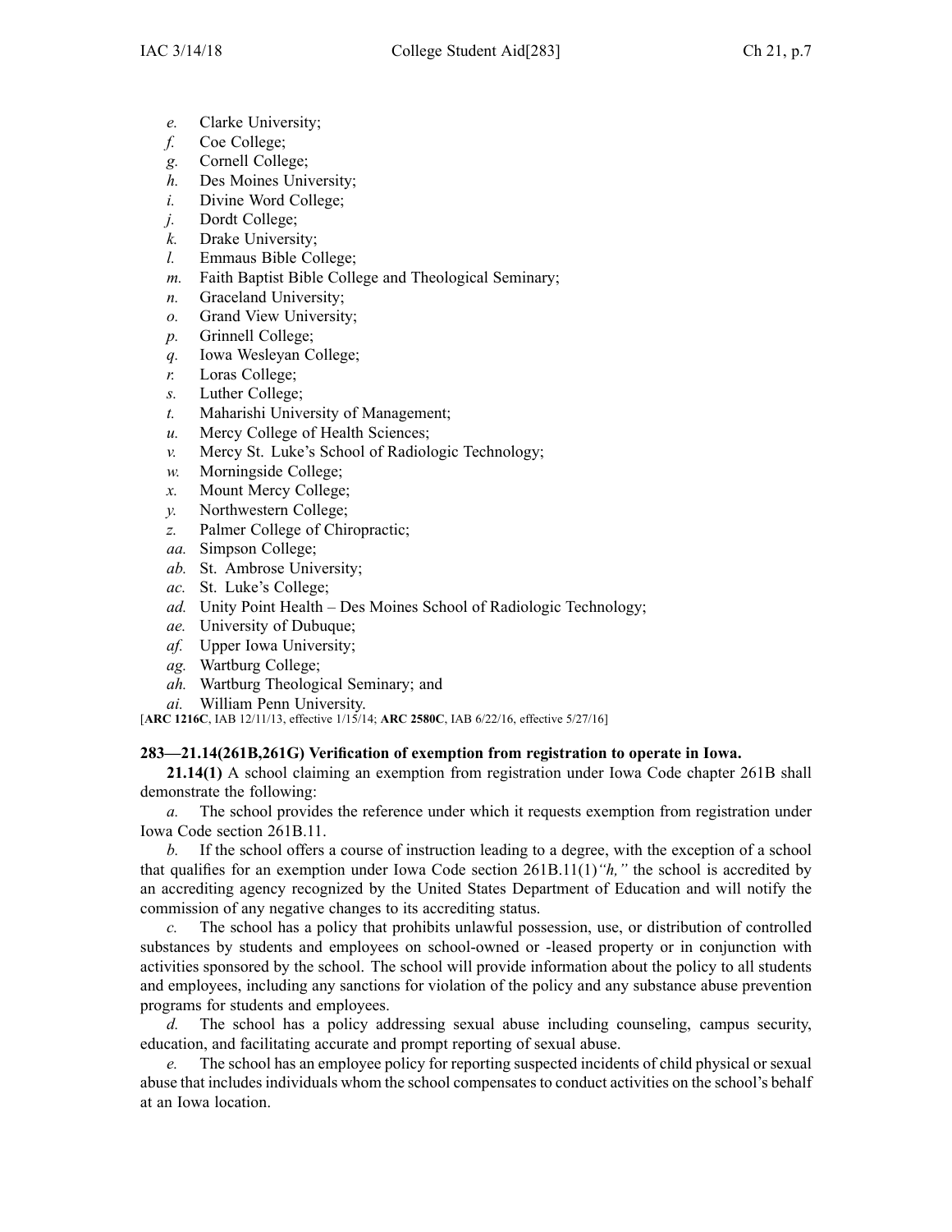*e.* Clarke University;

*f.* Coe College;

*g.* Cornell College;

*h.* Des Moines University;

*i.* Divine Word College;

*j.* Dordt College;

*k.* Drake University;

*l.* Emmaus Bible College;

*m.* Faith Baptist Bible College and Theological Seminary;

*n.* Graceland University;

*o.* Grand View University;

*p.* Grinnell College;

*q.* Iowa Wesleyan College;

*r.* Loras College;

*s.* Luther College;

*t.* Maharishi University of Management;

*u.* Mercy College of Health Sciences;

*v.* Mercy St. Luke's School of Radiologic Technology;

*w.* Morningside College;

*x.* Mount Mercy College;

*y.* Northwestern College;

*z.* Palmer College of Chiropractic;

*aa.* Simpson College;

*ab.* St. Ambrose University;

*ac.* St. Luke's College;

*ad.* Unity Point Health – Des Moines School of Radiologic Technology;

*ae.* University of Dubuque;

*af.* Upper Iowa University;

*ag.* Wartburg College;

*ah.* Wartburg Theological Seminary; and

*ai.* William Penn University.

[**ARC 1216C**, IAB 12/11/13, effective 1/15/14; **ARC 2580C**, IAB 6/22/16, effective 5/27/16]

**283—21.14(261B,261G) Verification of exemption from registration to operate in Iowa.**

**21.14(1)** A school claiming an exemption from registration under Iowa Code chapter 261B shall demonstrate the following:

*a.* The school provides the reference under which it requests exemption from registration under Iowa Code section 261B.11.

*b.* If the school offers a course of instruction leading to a degree, with the exception of a school that qualifies for an exemption under Iowa Code section 261B.11(1)*"h,"* the school is accredited by an accrediting agency recognized by the United States Department of Education and will notify the commission of any negative changes to its accrediting status.

*c.* The school has a policy that prohibits unlawful possession, use, or distribution of controlled substances by students and employees on school-owned or -leased property or in conjunction with activities sponsored by the school. The school will provide information about the policy to all students and employees, including any sanctions for violation of the policy and any substance abuse prevention programs for students and employees.

*d.* The school has a policy addressing sexual abuse including counseling, campus security, education, and facilitating accurate and prompt reporting of sexual abuse.

*e.* The school has an employee policy for reporting suspected incidents of child physical or sexual abuse that includes individuals whom the school compensates to conduct activities on the school's behalf at an Iowa location.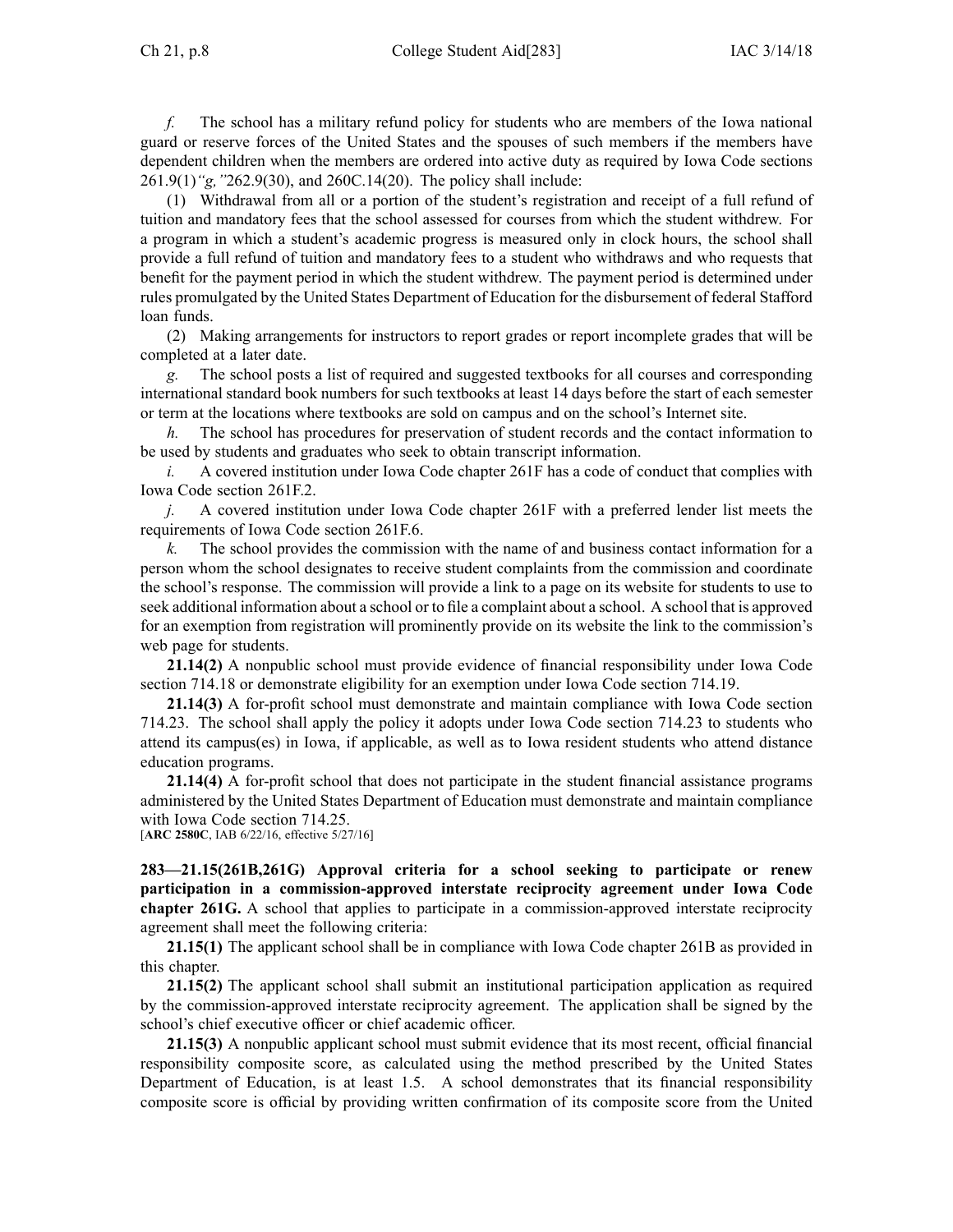*f.* The school has a military refund policy for students who are members of the Iowa national guard or reserve forces of the United States and the spouses of such members if the members have dependent children when the members are ordered into active duty as required by Iowa Code sections 261.9(1)*"g,"*262.9(30), and 260C.14(20). The policy shall include:

(1) Withdrawal from all or a portion of the student's registration and receipt of a full refund of tuition and mandatory fees that the school assessed for courses from which the student withdrew. For a program in which a student's academic progress is measured only in clock hours, the school shall provide a full refund of tuition and mandatory fees to a student who withdraws and who requests that benefit for the payment period in which the student withdrew. The payment period is determined under rules promulgated by the United States Department of Education for the disbursement of federal Stafford loan funds.

(2) Making arrangements for instructors to report grades or report incomplete grades that will be completed at a later date.

*g.* The school posts a list of required and suggested textbooks for all courses and corresponding international standard book numbers for such textbooks at least 14 days before the start of each semester or term at the locations where textbooks are sold on campus and on the school's Internet site.

*h.* The school has procedures for preservation of student records and the contact information to be used by students and graduates who seek to obtain transcript information.

*i.* A covered institution under Iowa Code chapter 261F has a code of conduct that complies with Iowa Code section 261F.2.

*j.* A covered institution under Iowa Code chapter 261F with a preferred lender list meets the requirements of Iowa Code section 261F.6.

*k.* The school provides the commission with the name of and business contact information for a person whom the school designates to receive student complaints from the commission and coordinate the school's response. The commission will provide a link to a page on its website for students to use to seek additional information about a school or to file a complaint about a school. A school that is approved for an exemption from registration will prominently provide on its website the link to the commission's web page for students.

**21.14(2)** A nonpublic school must provide evidence of financial responsibility under Iowa Code section 714.18 or demonstrate eligibility for an exemption under Iowa Code section 714.19.

**21.14(3)** A for-profit school must demonstrate and maintain compliance with Iowa Code section 714.23. The school shall apply the policy it adopts under Iowa Code section 714.23 to students who attend its campus(es) in Iowa, if applicable, as well as to Iowa resident students who attend distance education programs.

**21.14(4)** A for-profit school that does not participate in the student financial assistance programs administered by the United States Department of Education must demonstrate and maintain compliance with Iowa Code section 714.25.

[**ARC 2580C**, IAB 6/22/16, effective 5/27/16]

**283—21.15(261B,261G) Approval criteria for a school seeking to participate or renew participation in a commission-approved interstate reciprocity agreement under Iowa Code chapter 261G.** A school that applies to participate in a commission-approved interstate reciprocity agreement shall meet the following criteria:

**21.15(1)** The applicant school shall be in compliance with Iowa Code chapter 261B as provided in this chapter.

**21.15(2)** The applicant school shall submit an institutional participation application as required by the commission-approved interstate reciprocity agreement. The application shall be signed by the school's chief executive officer or chief academic officer.

**21.15(3)** A nonpublic applicant school must submit evidence that its most recent, official financial responsibility composite score, as calculated using the method prescribed by the United States Department of Education, is at least 1.5. A school demonstrates that its financial responsibility composite score is official by providing written confirmation of its composite score from the United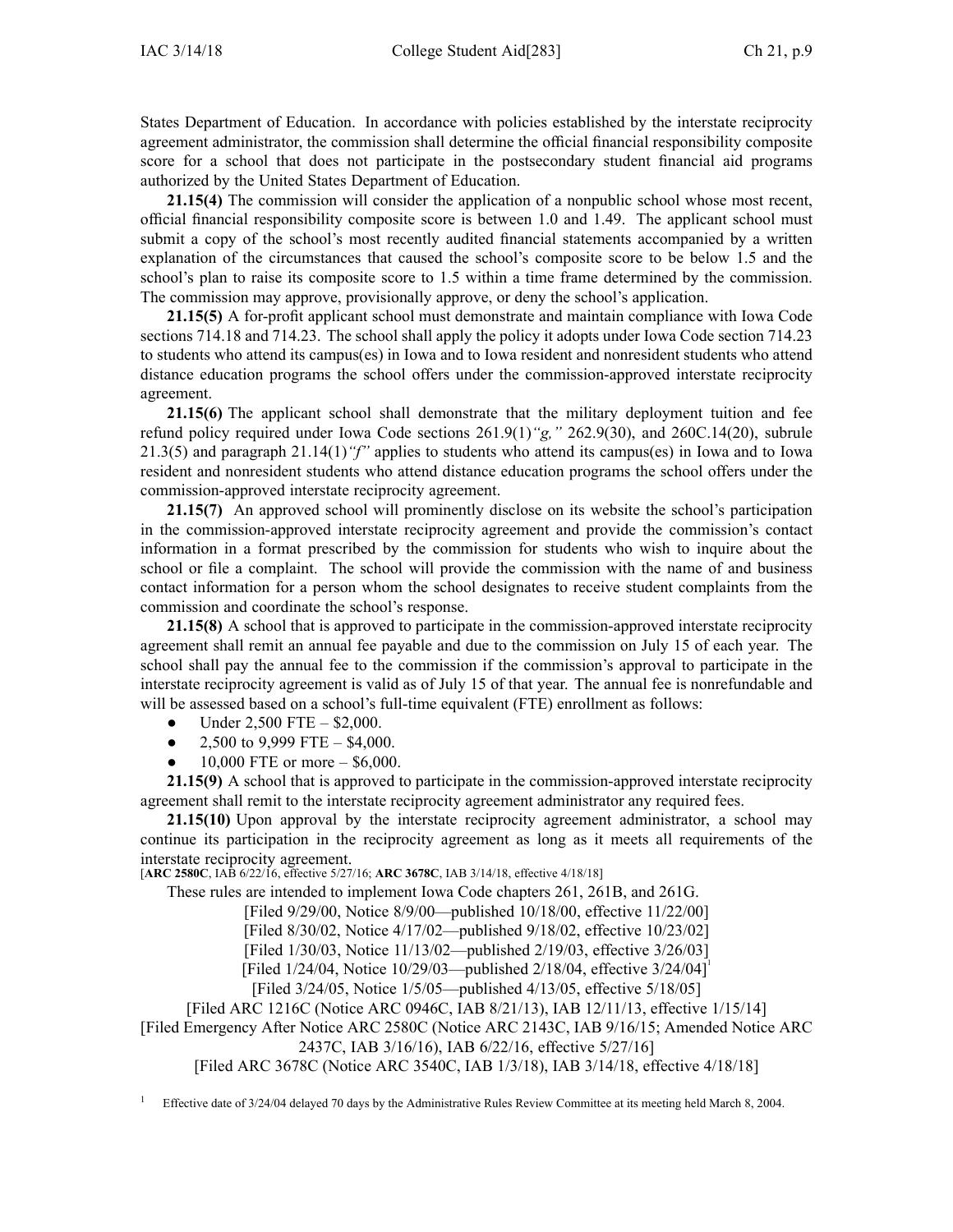States Department of Education. In accordance with policies established by the interstate reciprocity agreement administrator, the commission shall determine the official financial responsibility composite score for a school that does not participate in the postsecondary student financial aid programs authorized by the United States Department of Education.

**21.15(4)** The commission will consider the application of a nonpublic school whose most recent, official financial responsibility composite score is between 1.0 and 1.49. The applicant school must submit a copy of the school's most recently audited financial statements accompanied by a written explanation of the circumstances that caused the school's composite score to be below 1.5 and the school's plan to raise its composite score to 1.5 within a time frame determined by the commission. The commission may approve, provisionally approve, or deny the school's application.

**21.15(5)** A for-profit applicant school must demonstrate and maintain compliance with Iowa Code sections 714.18 and 714.23. The school shall apply the policy it adopts under Iowa Code section 714.23 to students who attend its campus(es) in Iowa and to Iowa resident and nonresident students who attend distance education programs the school offers under the commission-approved interstate reciprocity agreement.

**21.15(6)** The applicant school shall demonstrate that the military deployment tuition and fee refund policy required under Iowa Code sections 261.9(1)*"g,"* 262.9(30), and 260C.14(20), subrule 21.3(5) and paragraph 21.14(1)*"f"* applies to students who attend its campus(es) in Iowa and to Iowa resident and nonresident students who attend distance education programs the school offers under the commission-approved interstate reciprocity agreement.

**21.15(7)** An approved school will prominently disclose on its website the school's participation in the commission-approved interstate reciprocity agreement and provide the commission's contact information in a format prescribed by the commission for students who wish to inquire about the school or file a complaint. The school will provide the commission with the name of and business contact information for a person whom the school designates to receive student complaints from the commission and coordinate the school's response.

**21.15(8)** A school that is approved to participate in the commission-approved interstate reciprocity agreement shall remit an annual fee payable and due to the commission on July 15 of each year. The school shall pay the annual fee to the commission if the commission's approval to participate in the interstate reciprocity agreement is valid as of July 15 of that year. The annual fee is nonrefundable and will be assessed based on a school's full-time equivalent (FTE) enrollment as follows:

- Under 2,500 FTE – $2,000.
- 2,500 to 9,999 FTE – $4,000.
- 10,000 FTE or more – $6,000.

**21.15(9)** A school that is approved to participate in the commission-approved interstate reciprocity agreement shall remit to the interstate reciprocity agreement administrator any required fees.

**21.15(10)** Upon approval by the interstate reciprocity agreement administrator, a school may continue its participation in the reciprocity agreement as long as it meets all requirements of the interstate reciprocity agreement.
[**ARC 2580C**, IAB 6/22/16, effective 5/27/16; **ARC 3678C**, IAB 3/14/18, effective 4/18/18]

These rules are intended to implement Iowa Code chapters 261, 261B, and 261G.

[Filed 9/29/00, Notice 8/9/00—published 10/18/00, effective 11/22/00]
[Filed 8/30/02, Notice 4/17/02—published 9/18/02, effective 10/23/02]
[Filed 1/30/03, Notice 11/13/02—published 2/19/03, effective 3/26/03]
[Filed 1/24/04, Notice 10/29/03—published 2/18/04, effective 3/24/04][1]
[Filed 3/24/05, Notice 1/5/05—published 4/13/05, effective 5/18/05]
[Filed ARC 1216C (Notice ARC 0946C, IAB 8/21/13), IAB 12/11/13, effective 1/15/14]
[Filed Emergency After Notice ARC 2580C (Notice ARC 2143C, IAB 9/16/15; Amended Notice ARC 2437C, IAB 3/16/16), IAB 6/22/16, effective 5/27/16]
[Filed ARC 3678C (Notice ARC 3540C, IAB 1/3/18), IAB 3/14/18, effective 4/18/18]

[1] Effective date of 3/24/04 delayed 70 days by the Administrative Rules Review Committee at its meeting held March 8, 2004.